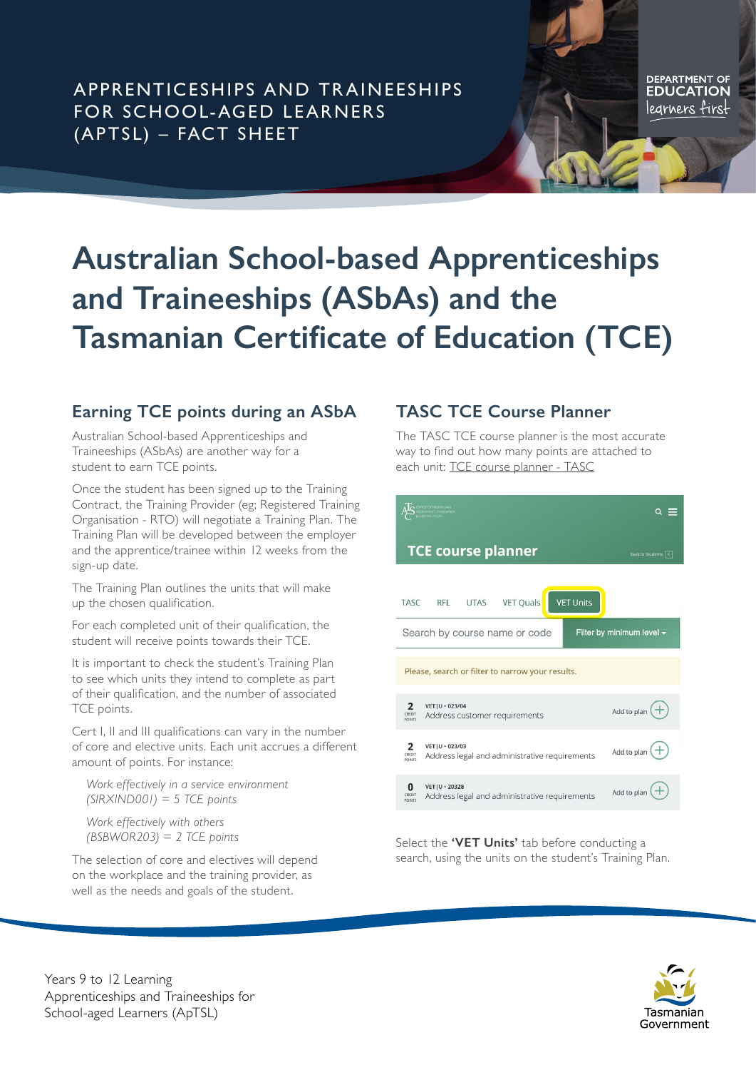APPRENTICESHIPS AND TRAINEESHIPS FOR SCHOOL-AGED LEARNERS (APTSL) – FACT SHEET

DEPARTMENT OF EDUCATION
learners first

# Australian School-based Apprenticeships and Traineeships (ASbAs) and the Tasmanian Certificate of Education (TCE)

## Earning TCE points during an ASbA

Australian School-based Apprenticeships and Traineeships (ASbAs) are another way for a student to earn TCE points.

Once the student has been signed up to the Training Contract, the Training Provider (eg; Registered Training Organisation - RTO) will negotiate a Training Plan. The Training Plan will be developed between the employer and the apprentice/trainee within 12 weeks from the sign-up date.

The Training Plan outlines the units that will make up the chosen qualification.

For each completed unit of their qualification, the student will receive points towards their TCE.

It is important to check the student's Training Plan to see which units they intend to complete as part of their qualification, and the number of associated TCE points.

Cert I, II and III qualifications can vary in the number of core and elective units. Each unit accrues a different amount of points. For instance:

> *Work effectively in a service environment (SIRXIND001) = 5 TCE points*
>
> *Work effectively with others (BSBWOR203) = 2 TCE points*

The selection of core and electives will depend on the workplace and the training provider, as well as the needs and goals of the student.

## TASC TCE Course Planner

The TASC TCE course planner is the most accurate way to find out how many points are attached to each unit: TCE course planner - TASC

**TCE course planner**

TASC | RFL | UTAS | VET Quals | VET Units

Search by course name or code | Filter by minimum level

Please, search or filter to narrow your results.

| Credit points | Unit | |
|---|---|---|
| 2 | VET \| U • 023/04 Address customer requirements | Add to plan |
| 2 | VET \| U • 023/03 Address legal and administrative requirements | Add to plan |
| 0 | VET \| U • 20328 Address legal and administrative requirements | Add to plan |

Select the **'VET Units'** tab before conducting a search, using the units on the student's Training Plan.

Years 9 to 12 Learning
Apprenticeships and Traineeships for School-aged Learners (ApTSL)

Tasmanian Government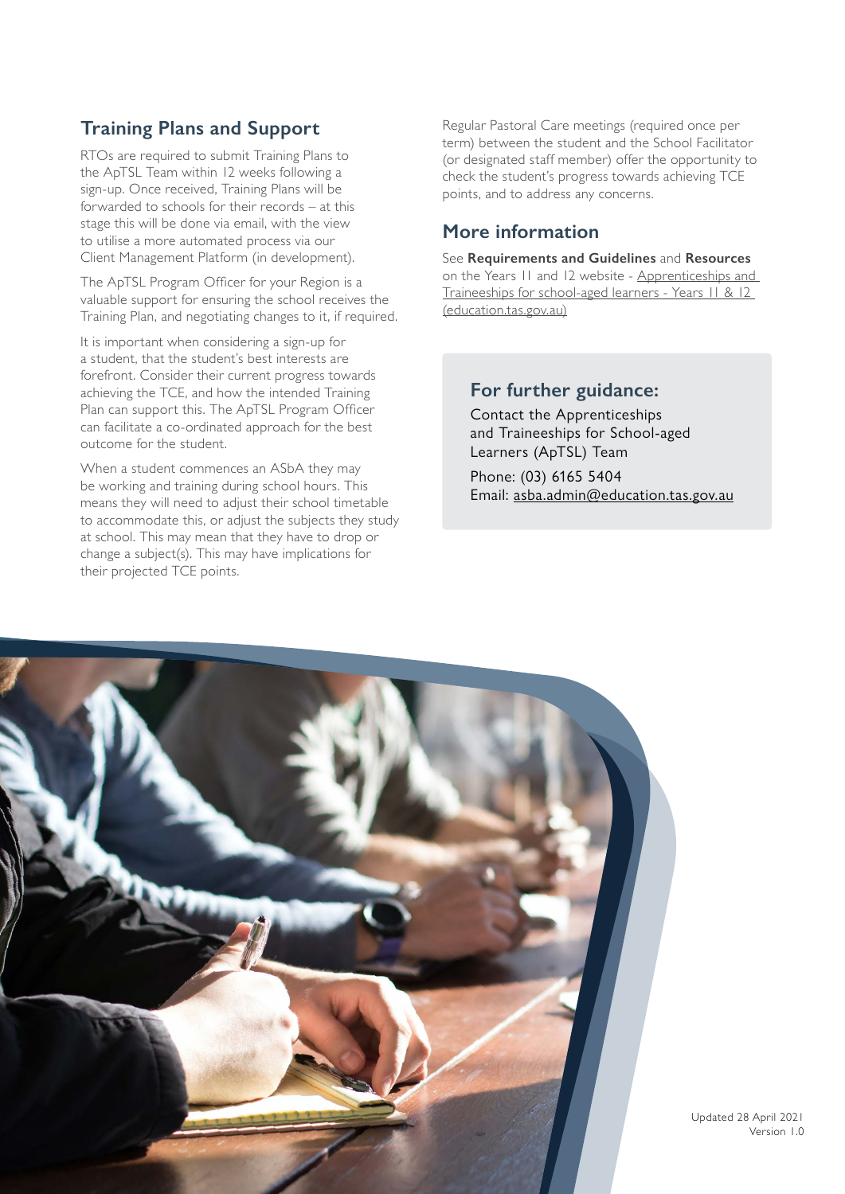## Training Plans and Support

RTOs are required to submit Training Plans to the ApTSL Team within 12 weeks following a sign-up. Once received, Training Plans will be forwarded to schools for their records – at this stage this will be done via email, with the view to utilise a more automated process via our Client Management Platform (in development).

The ApTSL Program Officer for your Region is a valuable support for ensuring the school receives the Training Plan, and negotiating changes to it, if required.

It is important when considering a sign-up for a student, that the student's best interests are forefront. Consider their current progress towards achieving the TCE, and how the intended Training Plan can support this. The ApTSL Program Officer can facilitate a co-ordinated approach for the best outcome for the student.

When a student commences an ASbA they may be working and training during school hours. This means they will need to adjust their school timetable to accommodate this, or adjust the subjects they study at school. This may mean that they have to drop or change a subject(s). This may have implications for their projected TCE points.

Regular Pastoral Care meetings (required once per term) between the student and the School Facilitator (or designated staff member) offer the opportunity to check the student's progress towards achieving TCE points, and to address any concerns.

## More information

See **Requirements and Guidelines** and **Resources** on the Years 11 and 12 website - Apprenticeships and Traineeships for school-aged learners - Years 11 & 12 (education.tas.gov.au)

### For further guidance:

Contact the Apprenticeships and Traineeships for School-aged Learners (ApTSL) Team

Phone: (03) 6165 5404
Email: asba.admin@education.tas.gov.au

Updated 28 April 2021
Version 1.0